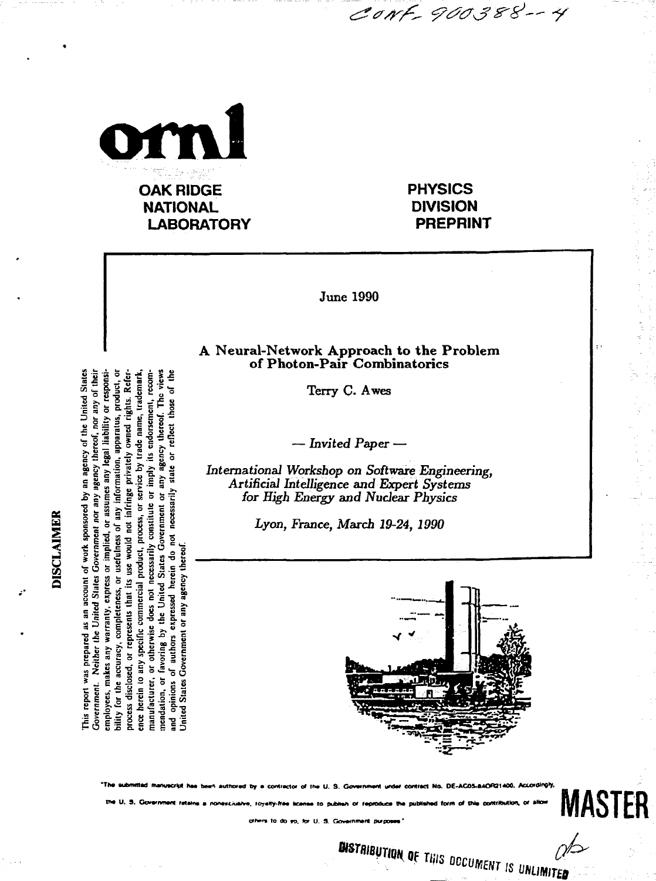CONF-900388--4

ornl

**OAK RIDGE NATIONAL LABORATORY**

**PHYSICS DIVISION PREPRINT**

June 1990

## A Neural-Network Approach to the Problem of Photon-Pair Combinatorics

Terry C. Awes

*— Invited Paper —*

*International Workshop on Software Engineering, Artificial Intelligence and Expert Systems for High Energy and Nuclear Physics*

*Lyon, France, March 19-24, 1990*

**DISCLAIMER**

This report was prepared as an account of work sponsored by an agency of the United States Government. Neither the United States Government nor any agency thereof, nor any of their employees, makes any warranty, express or implied, or assumes any legal liability or responsibility for the accuracy, completeness, or usefulness of any information, apparatus, product, or process disclosed, or represents that its use would not infringe privately owned rights. Reference herein to any specific commercial product, process, or service by trade name, trademark, manufacturer, or otherwise does not necessarily constitute or imply its endorsement, recommendation, or favoring by the United States Government or any agency thereof. The views and opinions of authors expressed herein do not necessarily state or reflect those of the United States Government or any agency thereof.

"The submitted manuscript has been authored by a contractor of the U. S. Government under contract No. DE-AC05-84OR21400. Accordingly, the U. S. Government retains a nonexclusive, royalty-free license to publish or reproduce the published form of this contribution, or allow others to do so, for U. S. Government purposes."

**MASTER**

DISTRIBUTION OF THIS DOCUMENT IS UNLIMITED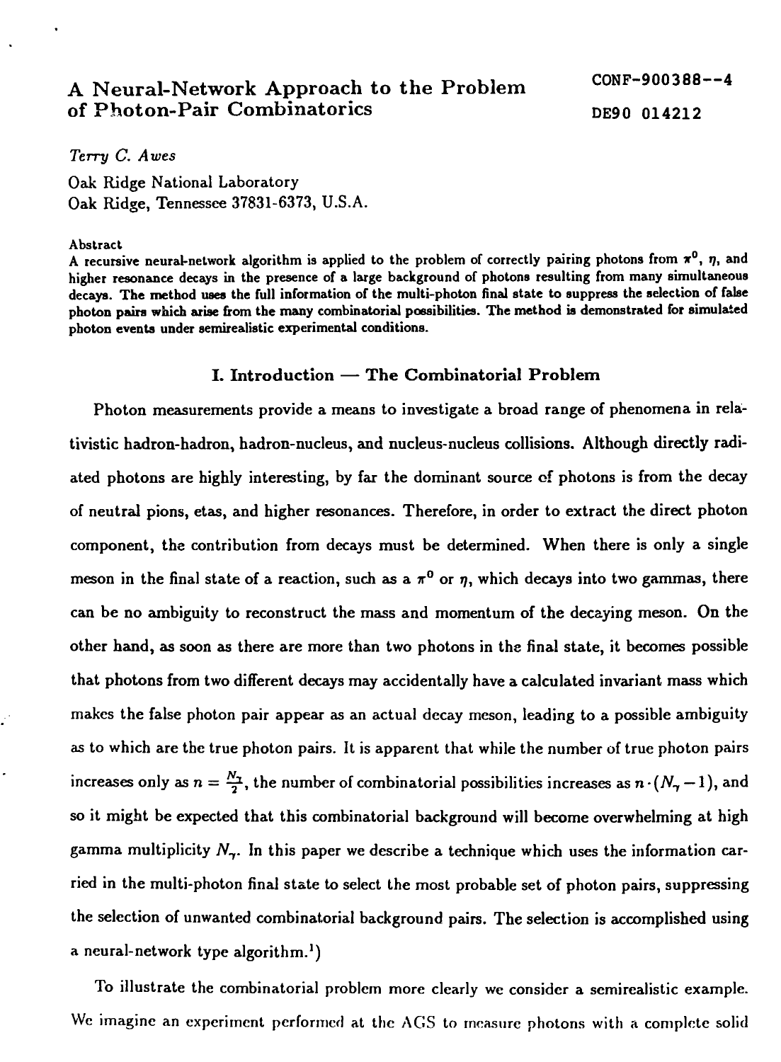# A Neural-Network Approach to the Problem of Photon-Pair Combinatorics

CONF-900388--4

DE90 014212

*Terry C. Awes*

Oak Ridge National Laboratory
Oak Ridge, Tennessee 37831-6373, U.S.A.

**Abstract**

**A recursive neural-network algorithm is applied to the problem of correctly pairing photons from $\pi^0$, $\eta$, and higher resonance decays in the presence of a large background of photons resulting from many simultaneous decays. The method uses the full information of the multi-photon final state to suppress the selection of false photon pairs which arise from the many combinatorial possibilities. The method is demonstrated for simulated photon events under semirealistic experimental conditions.**

## I. Introduction — The Combinatorial Problem

Photon measurements provide a means to investigate a broad range of phenomena in relativistic hadron-hadron, hadron-nucleus, and nucleus-nucleus collisions. Although directly radiated photons are highly interesting, by far the dominant source of photons is from the decay of neutral pions, etas, and higher resonances. Therefore, in order to extract the direct photon component, the contribution from decays must be determined. When there is only a single meson in the final state of a reaction, such as a $\pi^0$ or $\eta$, which decays into two gammas, there can be no ambiguity to reconstruct the mass and momentum of the decaying meson. On the other hand, as soon as there are more than two photons in the final state, it becomes possible that photons from two different decays may accidentally have a calculated invariant mass which makes the false photon pair appear as an actual decay meson, leading to a possible ambiguity as to which are the true photon pairs. It is apparent that while the number of true photon pairs increases only as $n = \frac{N_\gamma}{2}$, the number of combinatorial possibilities increases as $n \cdot (N_\gamma - 1)$, and so it might be expected that this combinatorial background will become overwhelming at high gamma multiplicity $N_\gamma$. In this paper we describe a technique which uses the information carried in the multi-photon final state to select the most probable set of photon pairs, suppressing the selection of unwanted combinatorial background pairs. The selection is accomplished using a neural-network type algorithm.[1])

To illustrate the combinatorial problem more clearly we consider a semirealistic example. We imagine an experiment performed at the AGS to measure photons with a complete solid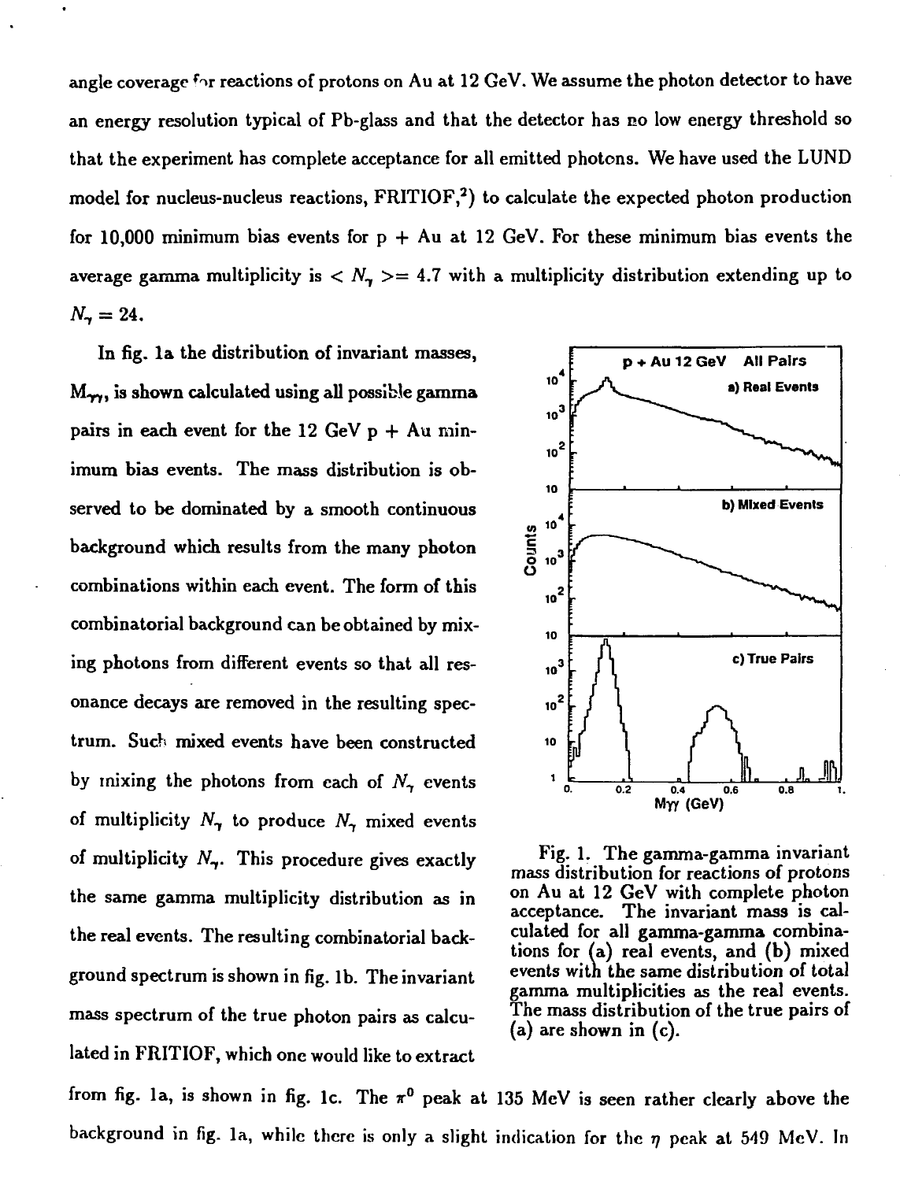angle coverage for reactions of protons on Au at 12 GeV. We assume the photon detector to have an energy resolution typical of Pb-glass and that the detector has no low energy threshold so that the experiment has complete acceptance for all emitted photons. We have used the LUND model for nucleus-nucleus reactions, FRITIOF,[2]) to calculate the expected photon production for 10,000 minimum bias events for p + Au at 12 GeV. For these minimum bias events the average gamma multiplicity is $< N_\gamma > = 4.7$ with a multiplicity distribution extending up to $N_\gamma = 24$.

In fig. 1a the distribution of invariant masses, $M_{\gamma\gamma}$, is shown calculated using all possible gamma pairs in each event for the 12 GeV p + Au minimum bias events. The mass distribution is observed to be dominated by a smooth continuous background which results from the many photon combinations within each event. The form of this combinatorial background can be obtained by mixing photons from different events so that all resonance decays are removed in the resulting spectrum. Such mixed events have been constructed by mixing the photons from each of $N_\gamma$ events of multiplicity $N_\gamma$ to produce $N_\gamma$ mixed events of multiplicity $N_\gamma$. This procedure gives exactly the same gamma multiplicity distribution as in the real events. The resulting combinatorial background spectrum is shown in fig. 1b. The invariant mass spectrum of the true photon pairs as calculated in FRITIOF, which one would like to extract from fig. 1a, is shown in fig. 1c. The $\pi^0$ peak at 135 MeV is seen rather clearly above the background in fig. 1a, while there is only a slight indication for the $\eta$ peak at 549 MeV. In

Fig. 1. The gamma-gamma invariant mass distribution for reactions of protons on Au at 12 GeV with complete photon acceptance. The invariant mass is calculated for all gamma-gamma combinations for (a) real events, and (b) mixed events with the same distribution of total gamma multiplicities as the real events. The mass distribution of the true pairs of (a) are shown in (c).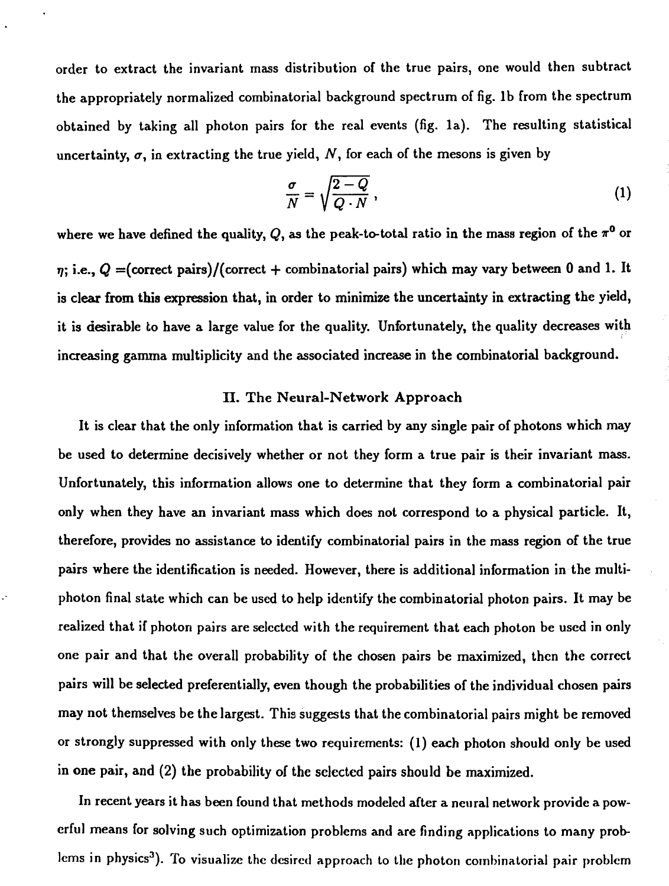order to extract the invariant mass distribution of the true pairs, one would then subtract the appropriately normalized combinatorial background spectrum of fig. 1b from the spectrum obtained by taking all photon pairs for the real events (fig. 1a). The resulting statistical uncertainty, $\sigma$, in extracting the true yield, $N$, for each of the mesons is given by

$$\frac{\sigma}{N} = \sqrt{\frac{2-Q}{Q \cdot N}}, \tag{1}$$

where we have defined the quality, $Q$, as the peak-to-total ratio in the mass region of the $\pi^0$ or $\eta$; i.e., $Q$ =(correct pairs)/(correct + combinatorial pairs) which may vary between 0 and 1. It is clear from this expression that, in order to minimize the uncertainty in extracting the yield, it is desirable to have a large value for the quality. Unfortunately, the quality decreases with increasing gamma multiplicity and the associated increase in the combinatorial background.

## II. The Neural-Network Approach

It is clear that the only information that is carried by any single pair of photons which may be used to determine decisively whether or not they form a true pair is their invariant mass. Unfortunately, this information allows one to determine that they form a combinatorial pair only when they have an invariant mass which does not correspond to a physical particle. It, therefore, provides no assistance to identify combinatorial pairs in the mass region of the true pairs where the identification is needed. However, there is additional information in the multiphoton final state which can be used to help identify the combinatorial photon pairs. It may be realized that if photon pairs are selected with the requirement that each photon be used in only one pair and that the overall probability of the chosen pairs be maximized, then the correct pairs will be selected preferentially, even though the probabilities of the individual chosen pairs may not themselves be the largest. This suggests that the combinatorial pairs might be removed or strongly suppressed with only these two requirements: (1) each photon should only be used in one pair, and (2) the probability of the selected pairs should be maximized.

In recent years it has been found that methods modeled after a neural network provide a powerful means for solving such optimization problems and are finding applications to many problems in physics[3]). To visualize the desired approach to the photon combinatorial pair problem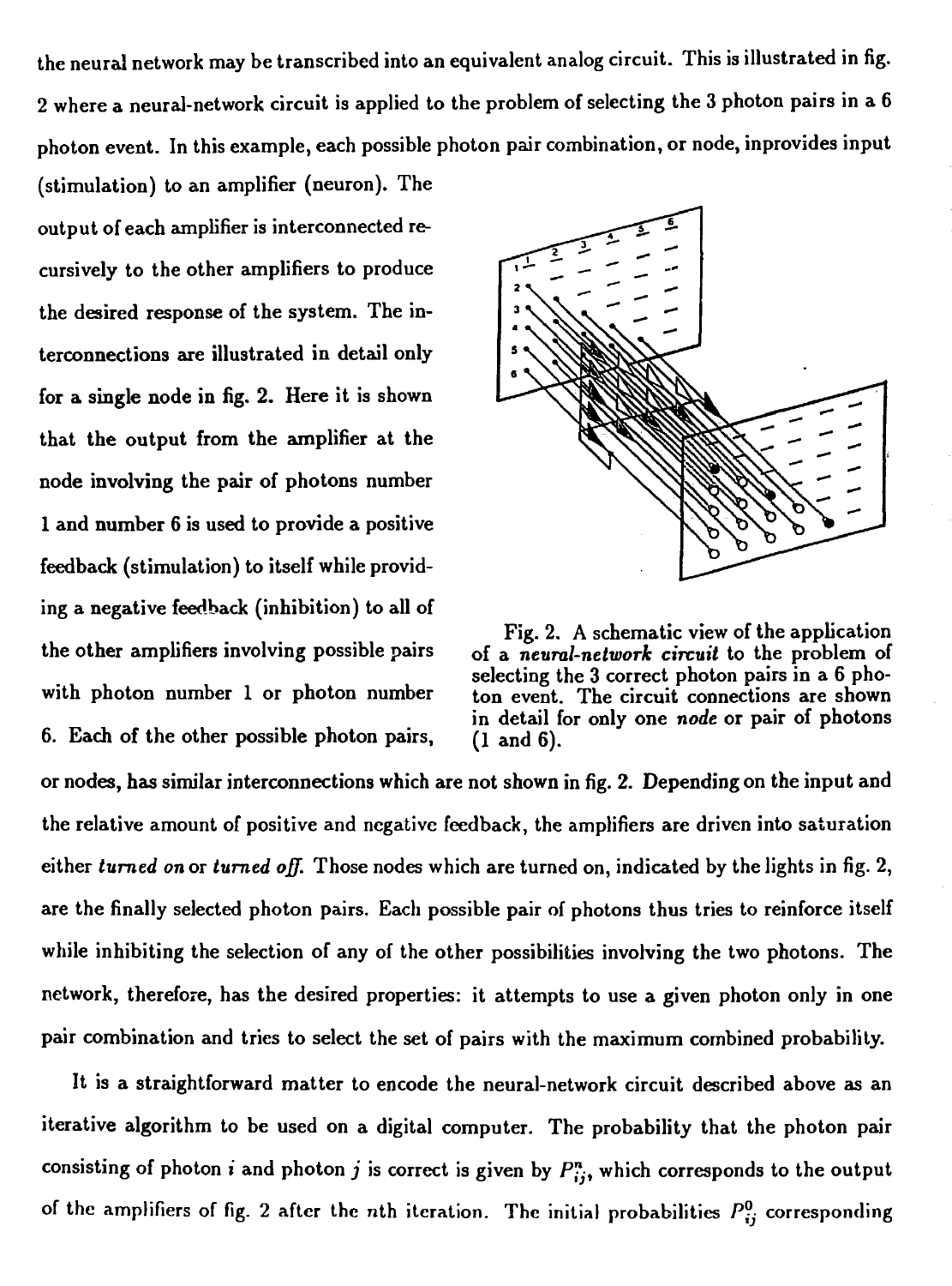the neural network may be transcribed into an equivalent analog circuit. This is illustrated in fig. 2 where a neural-network circuit is applied to the problem of selecting the 3 photon pairs in a 6 photon event. In this example, each possible photon pair combination, or node, inprovides input (stimulation) to an amplifier (neuron). The output of each amplifier is interconnected recursively to the other amplifiers to produce the desired response of the system. The interconnections are illustrated in detail only for a single node in fig. 2. Here it is shown that the output from the amplifier at the node involving the pair of photons number 1 and number 6 is used to provide a positive feedback (stimulation) to itself while providing a negative feedback (inhibition) to all of the other amplifiers involving possible pairs with photon number 1 or photon number 6. Each of the other possible photon pairs, or nodes, has similar interconnections which are not shown in fig. 2. Depending on the input and the relative amount of positive and negative feedback, the amplifiers are driven into saturation either *turned on* or *turned off*. Those nodes which are turned on, indicated by the lights in fig. 2, are the finally selected photon pairs. Each possible pair of photons thus tries to reinforce itself while inhibiting the selection of any of the other possibilities involving the two photons. The network, therefore, has the desired properties: it attempts to use a given photon only in one pair combination and tries to select the set of pairs with the maximum combined probability.

Fig. 2. A schematic view of the application of a *neural-network circuit* to the problem of selecting the 3 correct photon pairs in a 6 photon event. The circuit connections are shown in detail for only one *node* or pair of photons (1 and 6).

It is a straightforward matter to encode the neural-network circuit described above as an iterative algorithm to be used on a digital computer. The probability that the photon pair consisting of photon $i$ and photon $j$ is correct is given by $P_{ij}^{n}$, which corresponds to the output of the amplifiers of fig. 2 after the $n$th iteration. The initial probabilities $P_{ij}^{0}$ corresponding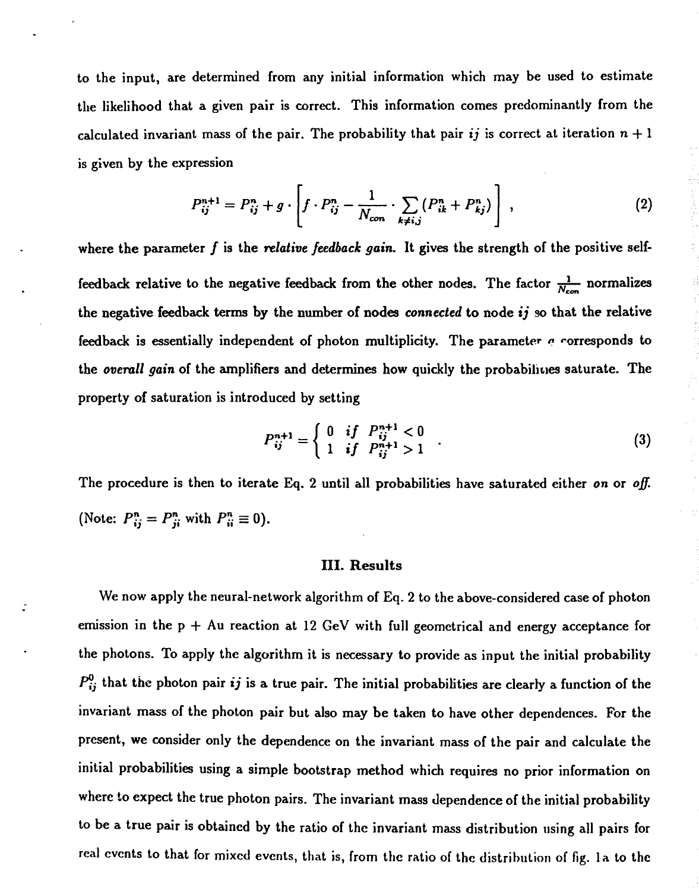to the input, are determined from any initial information which may be used to estimate the likelihood that a given pair is correct. This information comes predominantly from the calculated invariant mass of the pair. The probability that pair $ij$ is correct at iteration $n+1$ is given by the expression

$$P_{ij}^{n+1} = P_{ij}^{n} + g \cdot \left[ f \cdot P_{ij}^{n} - \frac{1}{N_{con}} \cdot \sum_{k \neq i,j} (P_{ik}^{n} + P_{kj}^{n}) \right] , \tag{2}$$

where the parameter $f$ is the *relative feedback gain.* It gives the strength of the positive self-feedback relative to the negative feedback from the other nodes. The factor $\frac{1}{N_{con}}$ normalizes the negative feedback terms by the number of nodes *connected* to node $ij$ so that the relative feedback is essentially independent of photon multiplicity. The parameter $g$ corresponds to the *overall gain* of the amplifiers and determines how quickly the probabilities saturate. The property of saturation is introduced by setting

$$P_{ij}^{n+1} = \begin{cases} 0 & if \;\; P_{ij}^{n+1} < 0 \\ 1 & if \;\; P_{ij}^{n+1} > 1 \end{cases} . \tag{3}$$

The procedure is then to iterate Eq. 2 until all probabilities have saturated either *on* or *off*. (Note: $P_{ij}^{n} = P_{ji}^{n}$ with $P_{ii}^{n} \equiv 0$).

## III. Results

We now apply the neural-network algorithm of Eq. 2 to the above-considered case of photon emission in the p + Au reaction at 12 GeV with full geometrical and energy acceptance for the photons. To apply the algorithm it is necessary to provide as input the initial probability $P_{ij}^{0}$ that the photon pair $ij$ is a true pair. The initial probabilities are clearly a function of the invariant mass of the photon pair but also may be taken to have other dependences. For the present, we consider only the dependence on the invariant mass of the pair and calculate the initial probabilities using a simple bootstrap method which requires no prior information on where to expect the true photon pairs. The invariant mass dependence of the initial probability to be a true pair is obtained by the ratio of the invariant mass distribution using all pairs for real events to that for mixed events, that is, from the ratio of the distribution of fig. 1a to the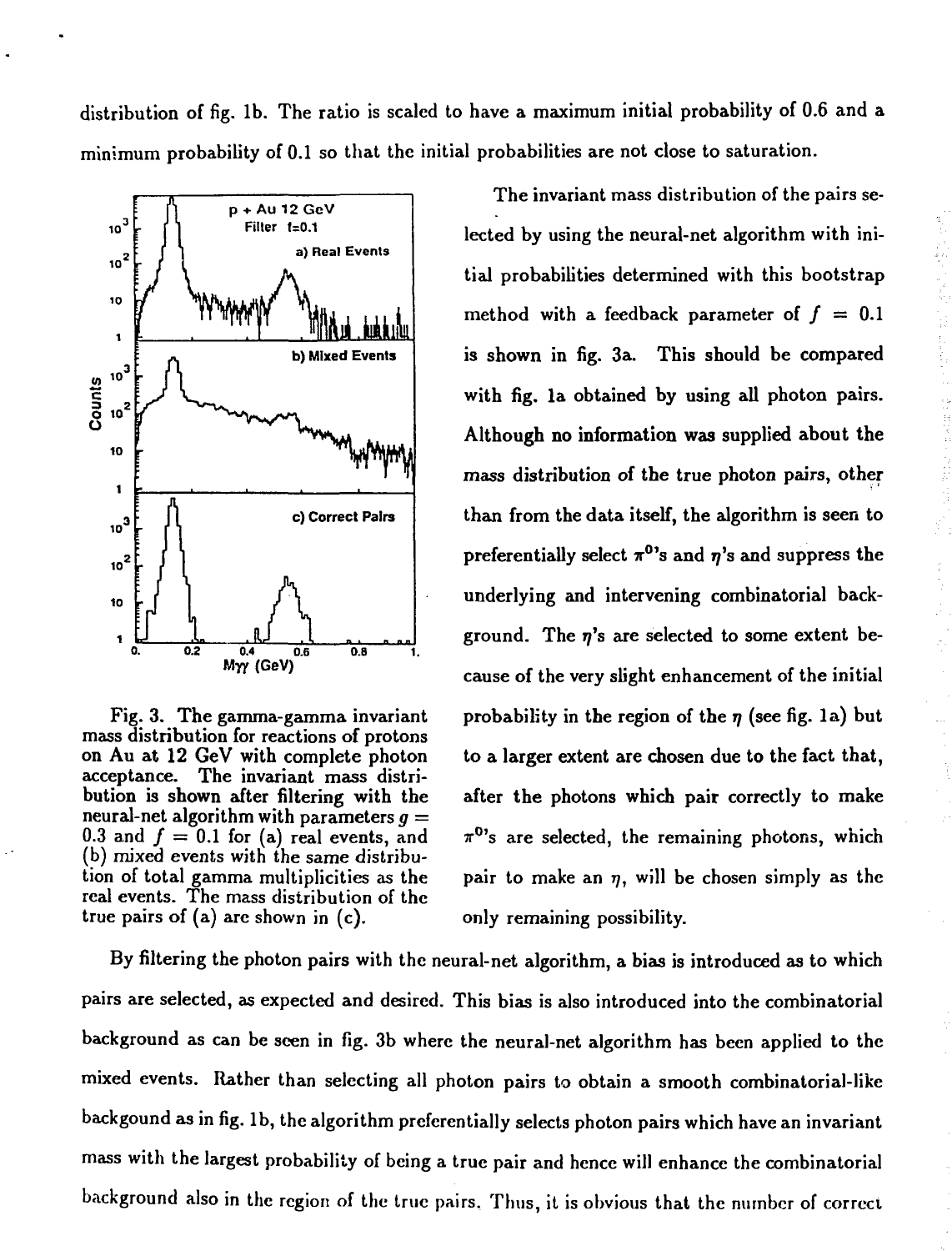distribution of fig. 1b. The ratio is scaled to have a maximum initial probability of 0.6 and a minimum probability of 0.1 so that the initial probabilities are not close to saturation.

The invariant mass distribution of the pairs selected by using the neural-net algorithm with initial probabilities determined with this bootstrap method with a feedback parameter of $f = 0.1$ is shown in fig. 3a. This should be compared with fig. 1a obtained by using all photon pairs. Although no information was supplied about the mass distribution of the true photon pairs, other than from the data itself, the algorithm is seen to preferentially select $\pi^0$'s and $\eta$'s and suppress the underlying and intervening combinatorial background. The $\eta$'s are selected to some extent because of the very slight enhancement of the initial probability in the region of the $\eta$ (see fig. 1a) but to a larger extent are chosen due to the fact that, after the photons which pair correctly to make $\pi^0$'s are selected, the remaining photons, which pair to make an $\eta$, will be chosen simply as the only remaining possibility.

Fig. 3. The gamma-gamma invariant mass distribution for reactions of protons on Au at 12 GeV with complete photon acceptance. The invariant mass distribution is shown after filtering with the neural-net algorithm with parameters $g = 0.3$ and $f = 0.1$ for (a) real events, and (b) mixed events with the same distribution of total gamma multiplicities as the real events. The mass distribution of the true pairs of (a) are shown in (c).

By filtering the photon pairs with the neural-net algorithm, a bias is introduced as to which pairs are selected, as expected and desired. This bias is also introduced into the combinatorial background as can be seen in fig. 3b where the neural-net algorithm has been applied to the mixed events. Rather than selecting all photon pairs to obtain a smooth combinatorial-like backgound as in fig. 1b, the algorithm preferentially selects photon pairs which have an invariant mass with the largest probability of being a true pair and hence will enhance the combinatorial background also in the region of the true pairs. Thus, it is obvious that the number of correct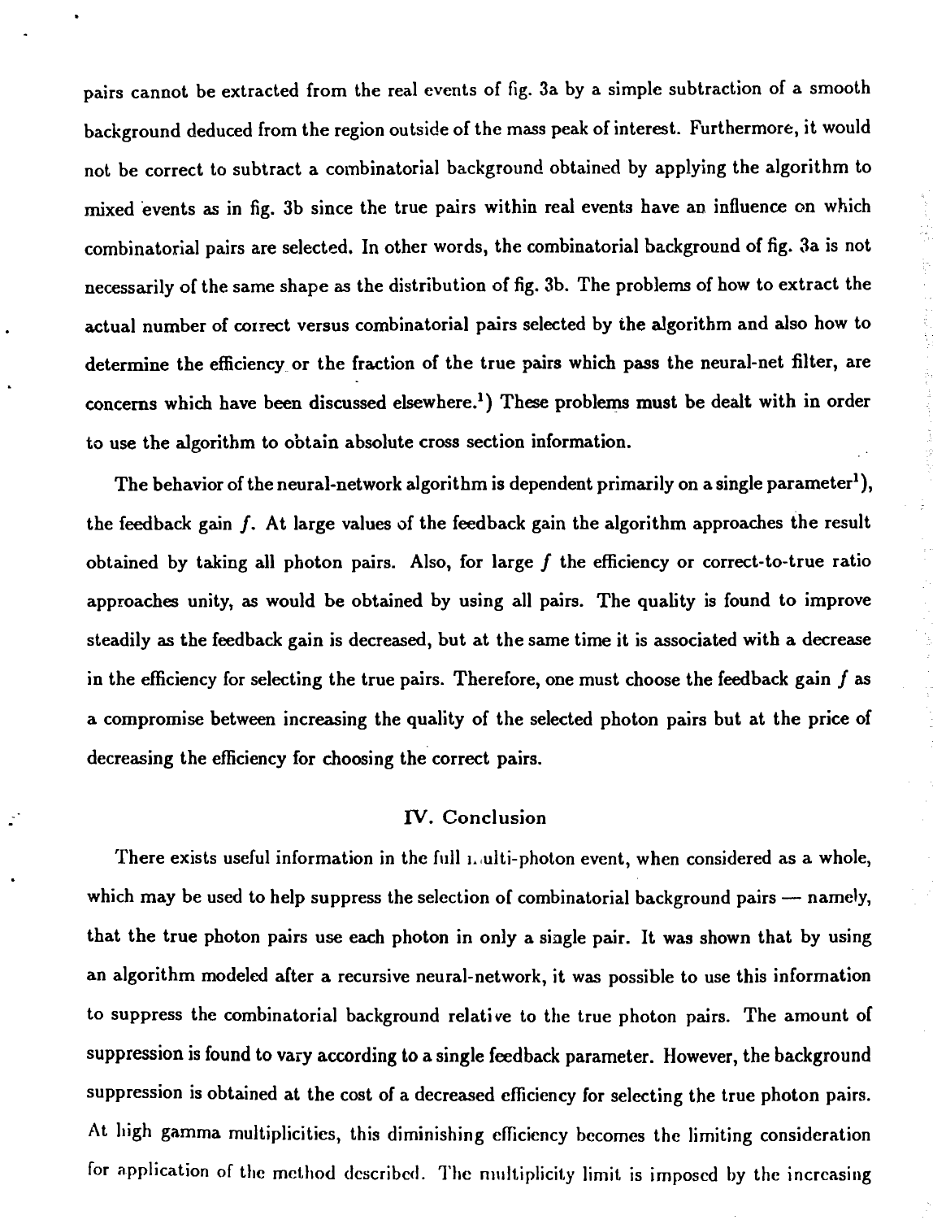pairs cannot be extracted from the real events of fig. 3a by a simple subtraction of a smooth background deduced from the region outside of the mass peak of interest. Furthermore, it would not be correct to subtract a combinatorial background obtained by applying the algorithm to mixed events as in fig. 3b since the true pairs within real events have an influence on which combinatorial pairs are selected. In other words, the combinatorial background of fig. 3a is not necessarily of the same shape as the distribution of fig. 3b. The problems of how to extract the actual number of correct versus combinatorial pairs selected by the algorithm and also how to determine the efficiency or the fraction of the true pairs which pass the neural-net filter, are concerns which have been discussed elsewhere.[1]) These problems must be dealt with in order to use the algorithm to obtain absolute cross section information.

The behavior of the neural-network algorithm is dependent primarily on a single parameter[1]), the feedback gain $f$. At large values of the feedback gain the algorithm approaches the result obtained by taking all photon pairs. Also, for large $f$ the efficiency or correct-to-true ratio approaches unity, as would be obtained by using all pairs. The quality is found to improve steadily as the feedback gain is decreased, but at the same time it is associated with a decrease in the efficiency for selecting the true pairs. Therefore, one must choose the feedback gain $f$ as a compromise between increasing the quality of the selected photon pairs but at the price of decreasing the efficiency for choosing the correct pairs.

## IV. Conclusion

There exists useful information in the full multi-photon event, when considered as a whole, which may be used to help suppress the selection of combinatorial background pairs — namely, that the true photon pairs use each photon in only a single pair. It was shown that by using an algorithm modeled after a recursive neural-network, it was possible to use this information to suppress the combinatorial background relative to the true photon pairs. The amount of suppression is found to vary according to a single feedback parameter. However, the background suppression is obtained at the cost of a decreased efficiency for selecting the true photon pairs. At high gamma multiplicities, this diminishing efficiency becomes the limiting consideration for application of the method described. The multiplicity limit is imposed by the increasing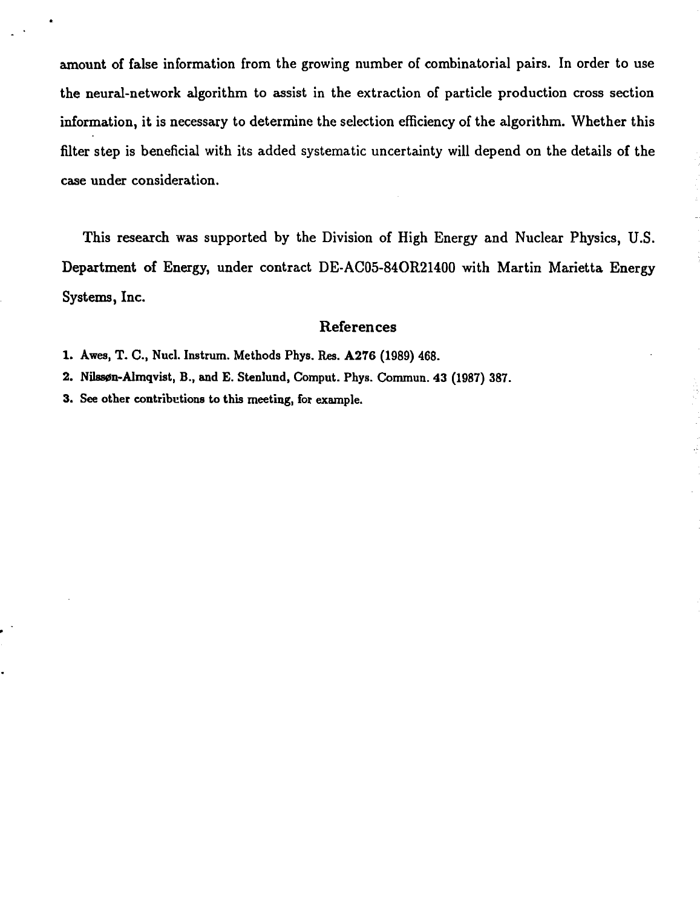amount of false information from the growing number of combinatorial pairs. In order to use the neural-network algorithm to assist in the extraction of particle production cross section information, it is necessary to determine the selection efficiency of the algorithm. Whether this filter step is beneficial with its added systematic uncertainty will depend on the details of the case under consideration.

This research was supported by the Division of High Energy and Nuclear Physics, U.S. Department of Energy, under contract DE-AC05-84OR21400 with Martin Marietta Energy Systems, Inc.

## References

1. Awes, T. C., Nucl. Instrum. Methods Phys. Res. **A276** (1989) 468.
2. Nilssøn-Almqvist, B., and E. Stenlund, Comput. Phys. Commun. **43** (1987) 387.
3. See other contributions to this meeting, for example.